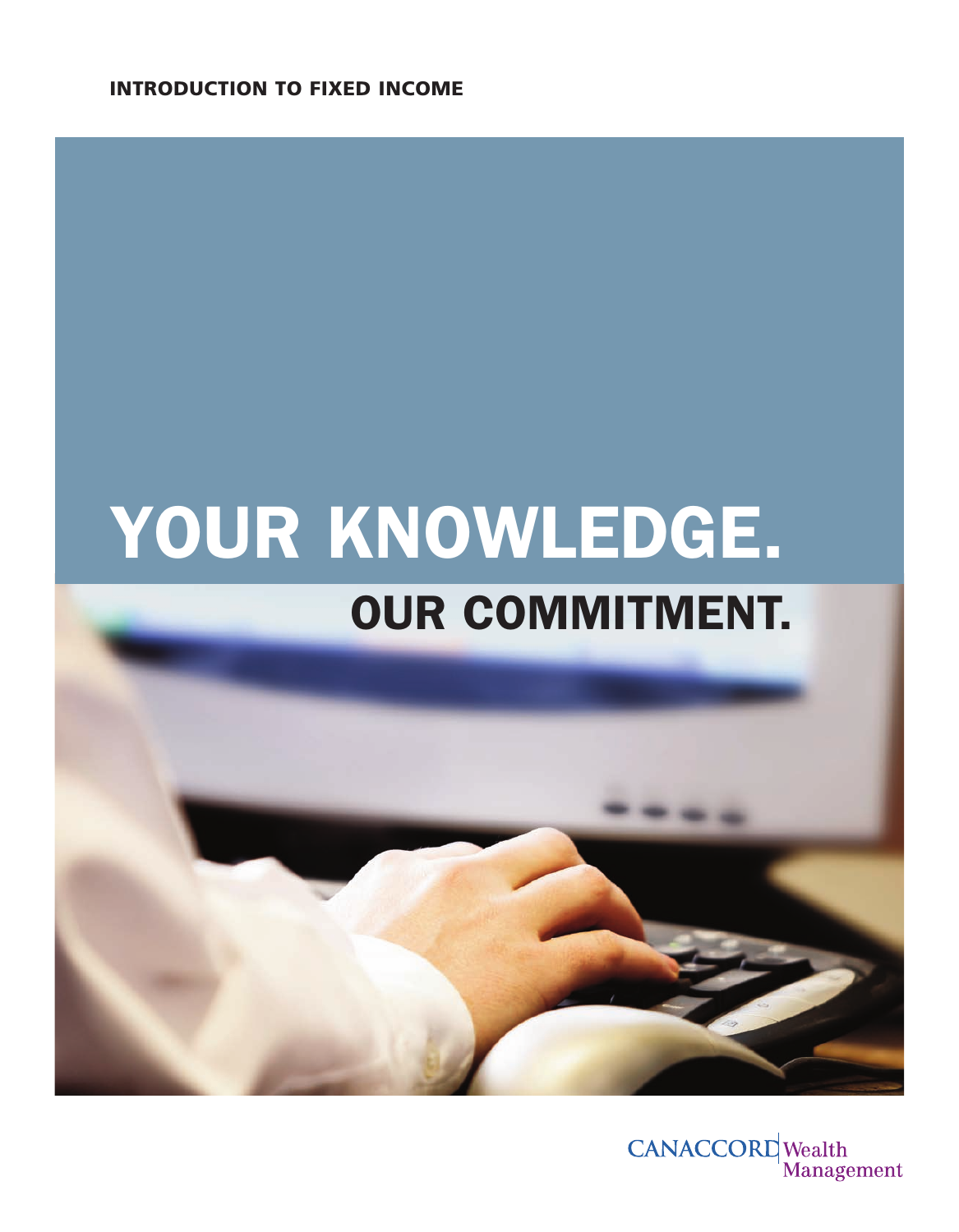**INTRODUCTION TO FIXED INCOME**

# YOUR KNOWLEDGE.

## OUR COMMITMENT.

CANACCORD Wealth Management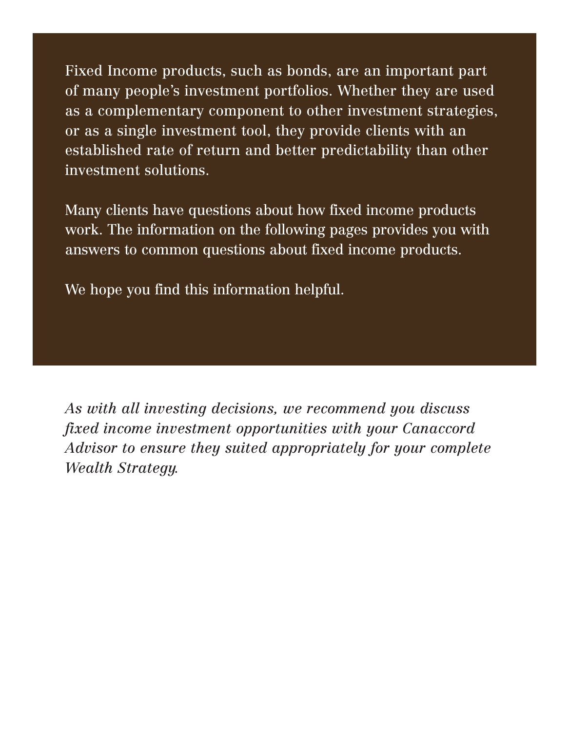Fixed Income products, such as bonds, are an important part of many people's investment portfolios. Whether they are used as a complementary component to other investment strategies, or as a single investment tool, they provide clients with an established rate of return and better predictability than other investment solutions.

Many clients have questions about how fixed income products work. The information on the following pages provides you with answers to common questions about fixed income products.

We hope you find this information helpful.

*As with all investing decisions, we recommend you discuss fixed income investment opportunities with your Canaccord Advisor to ensure they suited appropriately for your complete Wealth Strategy.*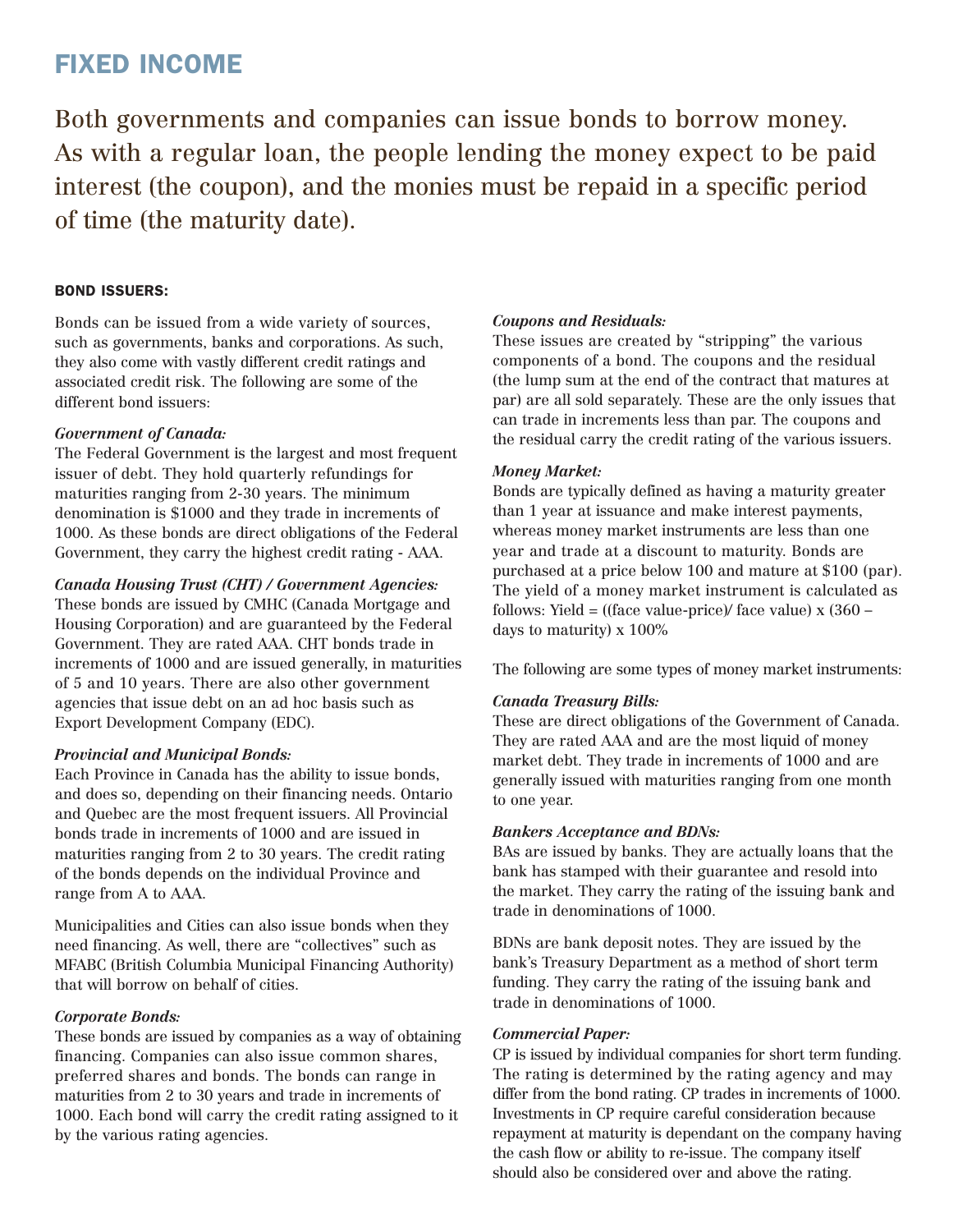# FIXED INCOME

Both governments and companies can issue bonds to borrow money. As with a regular loan, the people lending the money expect to be paid interest (the coupon), and the monies must be repaid in a specific period of time (the maturity date).

## BOND ISSUERS:

Bonds can be issued from a wide variety of sources, such as governments, banks and corporations. As such, they also come with vastly different credit ratings and associated credit risk. The following are some of the different bond issuers:

***Government of Canada:***
The Federal Government is the largest and most frequent issuer of debt. They hold quarterly refundings for maturities ranging from 2-30 years. The minimum denomination is $1000 and they trade in increments of 1000. As these bonds are direct obligations of the Federal Government, they carry the highest credit rating - AAA.

***Canada Housing Trust (CHT) / Government Agencies:***
These bonds are issued by CMHC (Canada Mortgage and Housing Corporation) and are guaranteed by the Federal Government. They are rated AAA. CHT bonds trade in increments of 1000 and are issued generally, in maturities of 5 and 10 years. There are also other government agencies that issue debt on an ad hoc basis such as Export Development Company (EDC).

***Provincial and Municipal Bonds:***
Each Province in Canada has the ability to issue bonds, and does so, depending on their financing needs. Ontario and Quebec are the most frequent issuers. All Provincial bonds trade in increments of 1000 and are issued in maturities ranging from 2 to 30 years. The credit rating of the bonds depends on the individual Province and range from A to AAA.

Municipalities and Cities can also issue bonds when they need financing. As well, there are "collectives" such as MFABC (British Columbia Municipal Financing Authority) that will borrow on behalf of cities.

***Corporate Bonds:***
These bonds are issued by companies as a way of obtaining financing. Companies can also issue common shares, preferred shares and bonds. The bonds can range in maturities from 2 to 30 years and trade in increments of 1000. Each bond will carry the credit rating assigned to it by the various rating agencies.

***Coupons and Residuals:***
These issues are created by "stripping" the various components of a bond. The coupons and the residual (the lump sum at the end of the contract that matures at par) are all sold separately. These are the only issues that can trade in increments less than par. The coupons and the residual carry the credit rating of the various issuers.

***Money Market:***
Bonds are typically defined as having a maturity greater than 1 year at issuance and make interest payments, whereas money market instruments are less than one year and trade at a discount to maturity. Bonds are purchased at a price below 100 and mature at $100 (par). The yield of a money market instrument is calculated as follows: Yield = ((face value-price)/ face value) x (360 – days to maturity) x 100%

The following are some types of money market instruments:

***Canada Treasury Bills:***
These are direct obligations of the Government of Canada. They are rated AAA and are the most liquid of money market debt. They trade in increments of 1000 and are generally issued with maturities ranging from one month to one year.

***Bankers Acceptance and BDNs:***
BAs are issued by banks. They are actually loans that the bank has stamped with their guarantee and resold into the market. They carry the rating of the issuing bank and trade in denominations of 1000.

BDNs are bank deposit notes. They are issued by the bank's Treasury Department as a method of short term funding. They carry the rating of the issuing bank and trade in denominations of 1000.

***Commercial Paper:***
CP is issued by individual companies for short term funding. The rating is determined by the rating agency and may differ from the bond rating. CP trades in increments of 1000. Investments in CP require careful consideration because repayment at maturity is dependant on the company having the cash flow or ability to re-issue. The company itself should also be considered over and above the rating.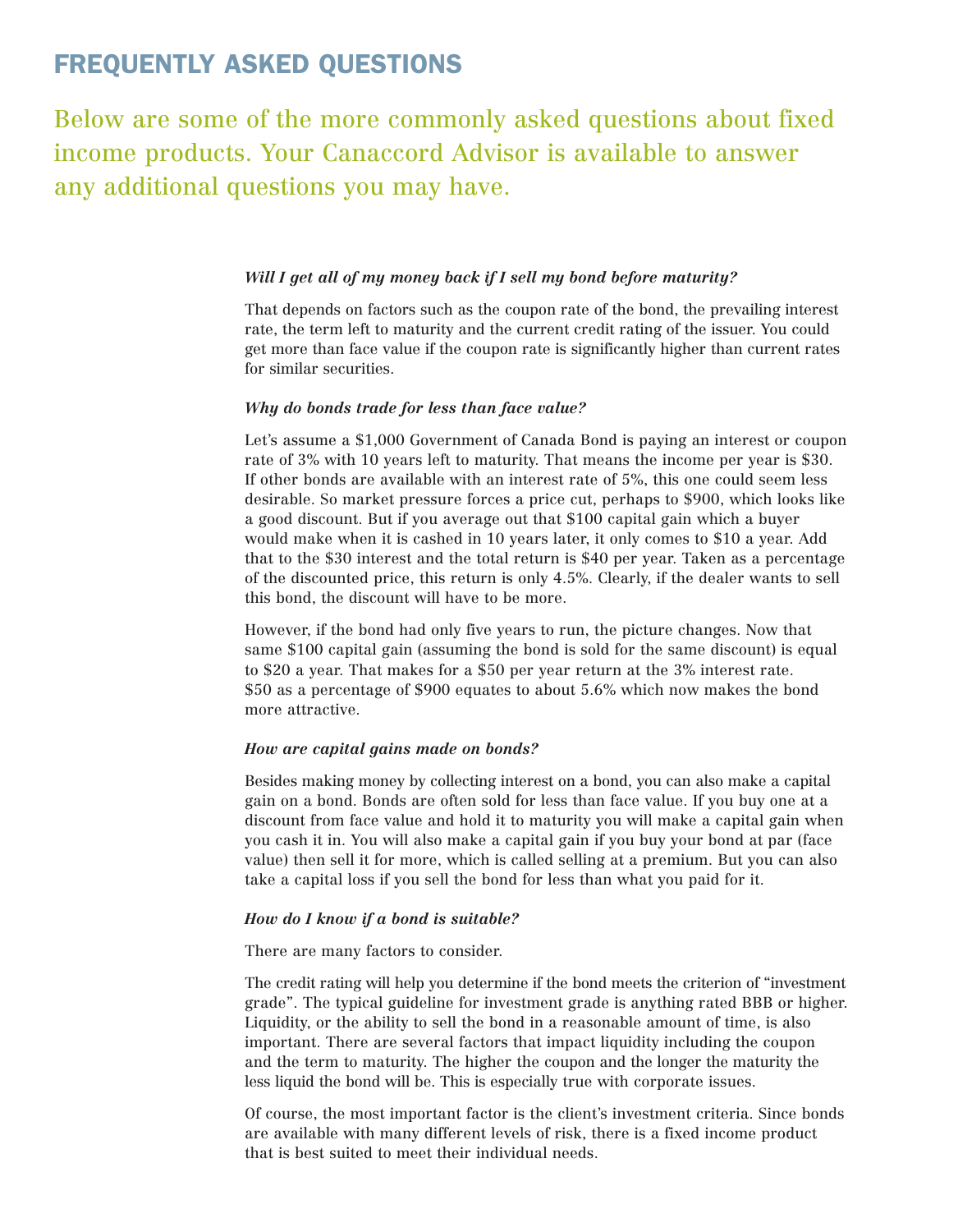# FREQUENTLY ASKED QUESTIONS

Below are some of the more commonly asked questions about fixed income products. Your Canaccord Advisor is available to answer any additional questions you may have.

***Will I get all of my money back if I sell my bond before maturity?***

That depends on factors such as the coupon rate of the bond, the prevailing interest rate, the term left to maturity and the current credit rating of the issuer. You could get more than face value if the coupon rate is significantly higher than current rates for similar securities.

***Why do bonds trade for less than face value?***

Let's assume a $1,000 Government of Canada Bond is paying an interest or coupon rate of 3% with 10 years left to maturity. That means the income per year is $30. If other bonds are available with an interest rate of 5%, this one could seem less desirable. So market pressure forces a price cut, perhaps to $900, which looks like a good discount. But if you average out that $100 capital gain which a buyer would make when it is cashed in 10 years later, it only comes to $10 a year. Add that to the $30 interest and the total return is $40 per year. Taken as a percentage of the discounted price, this return is only 4.5%. Clearly, if the dealer wants to sell this bond, the discount will have to be more.

However, if the bond had only five years to run, the picture changes. Now that same $100 capital gain (assuming the bond is sold for the same discount) is equal to $20 a year. That makes for a $50 per year return at the 3% interest rate. $50 as a percentage of $900 equates to about 5.6% which now makes the bond more attractive.

***How are capital gains made on bonds?***

Besides making money by collecting interest on a bond, you can also make a capital gain on a bond. Bonds are often sold for less than face value. If you buy one at a discount from face value and hold it to maturity you will make a capital gain when you cash it in. You will also make a capital gain if you buy your bond at par (face value) then sell it for more, which is called selling at a premium. But you can also take a capital loss if you sell the bond for less than what you paid for it.

***How do I know if a bond is suitable?***

There are many factors to consider.

The credit rating will help you determine if the bond meets the criterion of "investment grade". The typical guideline for investment grade is anything rated BBB or higher. Liquidity, or the ability to sell the bond in a reasonable amount of time, is also important. There are several factors that impact liquidity including the coupon and the term to maturity. The higher the coupon and the longer the maturity the less liquid the bond will be. This is especially true with corporate issues.

Of course, the most important factor is the client's investment criteria. Since bonds are available with many different levels of risk, there is a fixed income product that is best suited to meet their individual needs.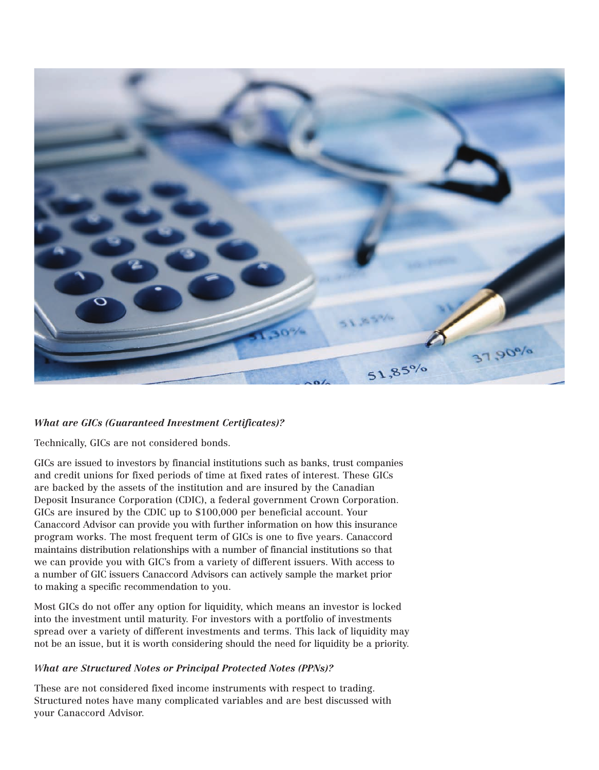***What are GICs (Guaranteed Investment Certificates)?***

Technically, GICs are not considered bonds.

GICs are issued to investors by financial institutions such as banks, trust companies and credit unions for fixed periods of time at fixed rates of interest. These GICs are backed by the assets of the institution and are insured by the Canadian Deposit Insurance Corporation (CDIC), a federal government Crown Corporation. GICs are insured by the CDIC up to $100,000 per beneficial account. Your Canaccord Advisor can provide you with further information on how this insurance program works. The most frequent term of GICs is one to five years. Canaccord maintains distribution relationships with a number of financial institutions so that we can provide you with GIC's from a variety of different issuers. With access to a number of GIC issuers Canaccord Advisors can actively sample the market prior to making a specific recommendation to you.

Most GICs do not offer any option for liquidity, which means an investor is locked into the investment until maturity. For investors with a portfolio of investments spread over a variety of different investments and terms. This lack of liquidity may not be an issue, but it is worth considering should the need for liquidity be a priority.

***What are Structured Notes or Principal Protected Notes (PPNs)?***

These are not considered fixed income instruments with respect to trading. Structured notes have many complicated variables and are best discussed with your Canaccord Advisor.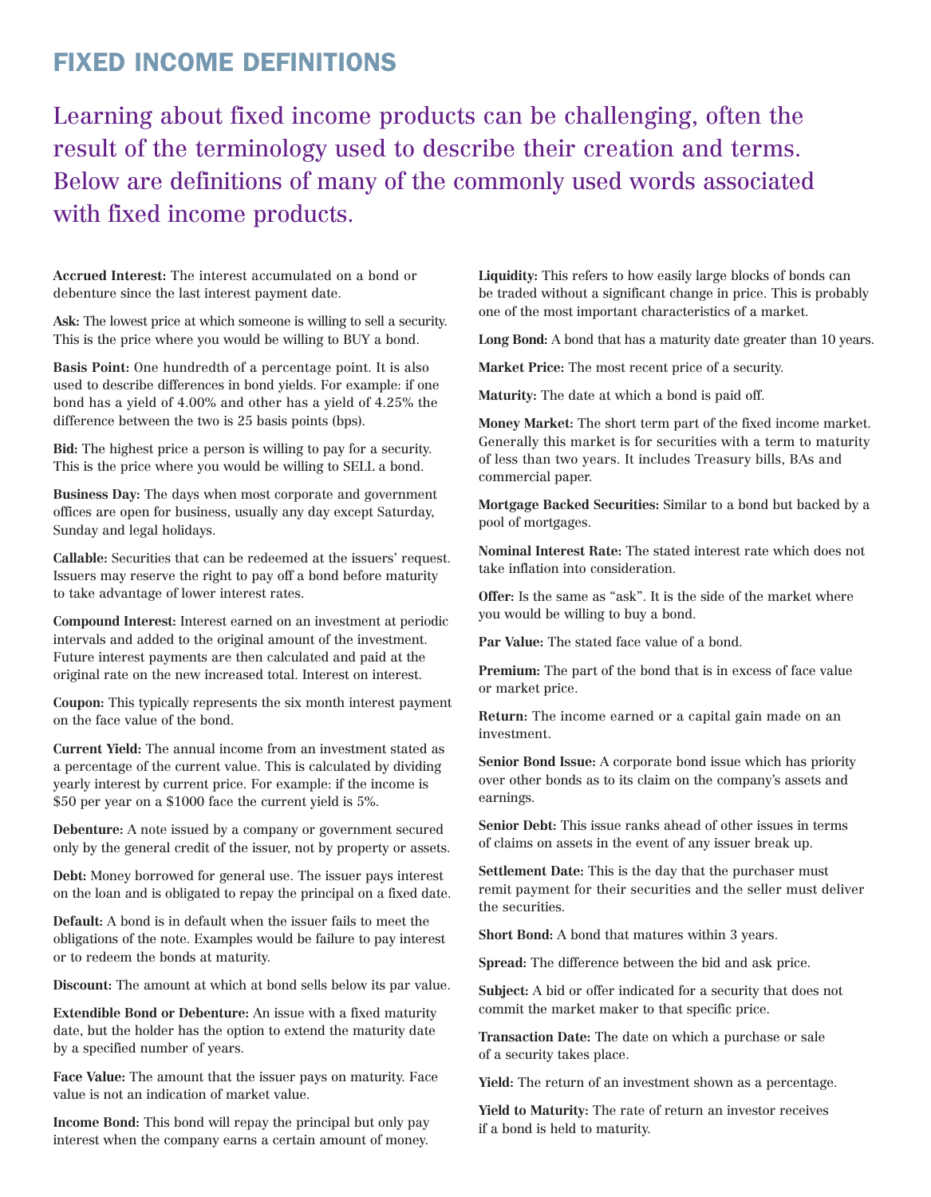# FIXED INCOME DEFINITIONS

Learning about fixed income products can be challenging, often the result of the terminology used to describe their creation and terms. Below are definitions of many of the commonly used words associated with fixed income products.

**Accrued Interest:** The interest accumulated on a bond or debenture since the last interest payment date.

**Ask:** The lowest price at which someone is willing to sell a security. This is the price where you would be willing to BUY a bond.

**Basis Point:** One hundredth of a percentage point. It is also used to describe differences in bond yields. For example: if one bond has a yield of 4.00% and other has a yield of 4.25% the difference between the two is 25 basis points (bps).

**Bid:** The highest price a person is willing to pay for a security. This is the price where you would be willing to SELL a bond.

**Business Day:** The days when most corporate and government offices are open for business, usually any day except Saturday, Sunday and legal holidays.

**Callable:** Securities that can be redeemed at the issuers' request. Issuers may reserve the right to pay off a bond before maturity to take advantage of lower interest rates.

**Compound Interest:** Interest earned on an investment at periodic intervals and added to the original amount of the investment. Future interest payments are then calculated and paid at the original rate on the new increased total. Interest on interest.

**Coupon:** This typically represents the six month interest payment on the face value of the bond.

**Current Yield:** The annual income from an investment stated as a percentage of the current value. This is calculated by dividing yearly interest by current price. For example: if the income is $50 per year on a $1000 face the current yield is 5%.

**Debenture:** A note issued by a company or government secured only by the general credit of the issuer, not by property or assets.

**Debt:** Money borrowed for general use. The issuer pays interest on the loan and is obligated to repay the principal on a fixed date.

**Default:** A bond is in default when the issuer fails to meet the obligations of the note. Examples would be failure to pay interest or to redeem the bonds at maturity.

**Discount:** The amount at which at bond sells below its par value.

**Extendible Bond or Debenture:** An issue with a fixed maturity date, but the holder has the option to extend the maturity date by a specified number of years.

**Face Value:** The amount that the issuer pays on maturity. Face value is not an indication of market value.

**Income Bond:** This bond will repay the principal but only pay interest when the company earns a certain amount of money.

**Liquidity:** This refers to how easily large blocks of bonds can be traded without a significant change in price. This is probably one of the most important characteristics of a market.

**Long Bond:** A bond that has a maturity date greater than 10 years.

**Market Price:** The most recent price of a security.

**Maturity:** The date at which a bond is paid off.

**Money Market:** The short term part of the fixed income market. Generally this market is for securities with a term to maturity of less than two years. It includes Treasury bills, BAs and commercial paper.

**Mortgage Backed Securities:** Similar to a bond but backed by a pool of mortgages.

**Nominal Interest Rate:** The stated interest rate which does not take inflation into consideration.

**Offer:** Is the same as "ask". It is the side of the market where you would be willing to buy a bond.

**Par Value:** The stated face value of a bond.

**Premium:** The part of the bond that is in excess of face value or market price.

**Return:** The income earned or a capital gain made on an investment.

**Senior Bond Issue:** A corporate bond issue which has priority over other bonds as to its claim on the company's assets and earnings.

**Senior Debt:** This issue ranks ahead of other issues in terms of claims on assets in the event of any issuer break up.

**Settlement Date:** This is the day that the purchaser must remit payment for their securities and the seller must deliver the securities.

**Short Bond:** A bond that matures within 3 years.

**Spread:** The difference between the bid and ask price.

**Subject:** A bid or offer indicated for a security that does not commit the market maker to that specific price.

**Transaction Date:** The date on which a purchase or sale of a security takes place.

**Yield:** The return of an investment shown as a percentage.

**Yield to Maturity:** The rate of return an investor receives if a bond is held to maturity.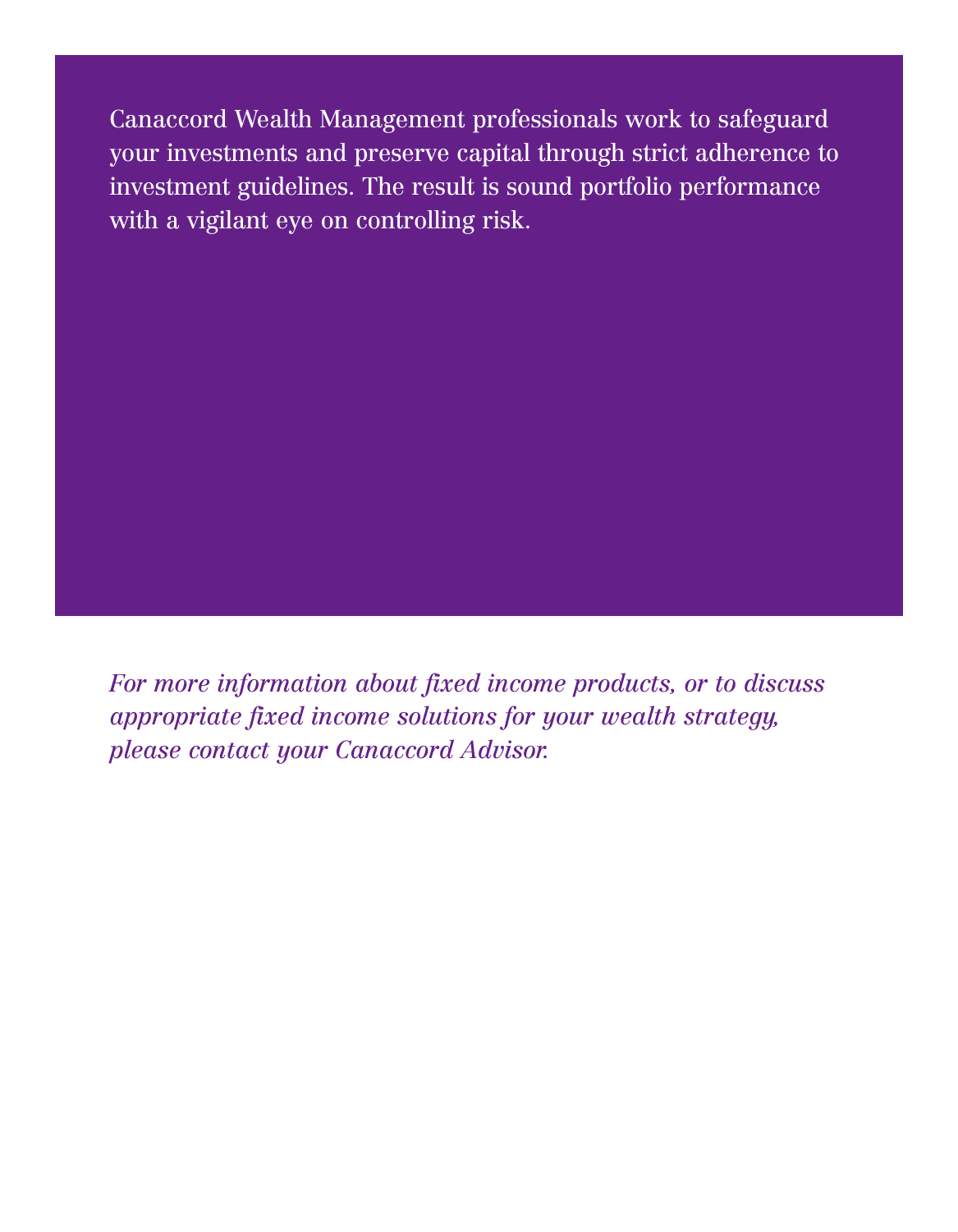Canaccord Wealth Management professionals work to safeguard your investments and preserve capital through strict adherence to investment guidelines. The result is sound portfolio performance with a vigilant eye on controlling risk.

*For more information about fixed income products, or to discuss appropriate fixed income solutions for your wealth strategy, please contact your Canaccord Advisor.*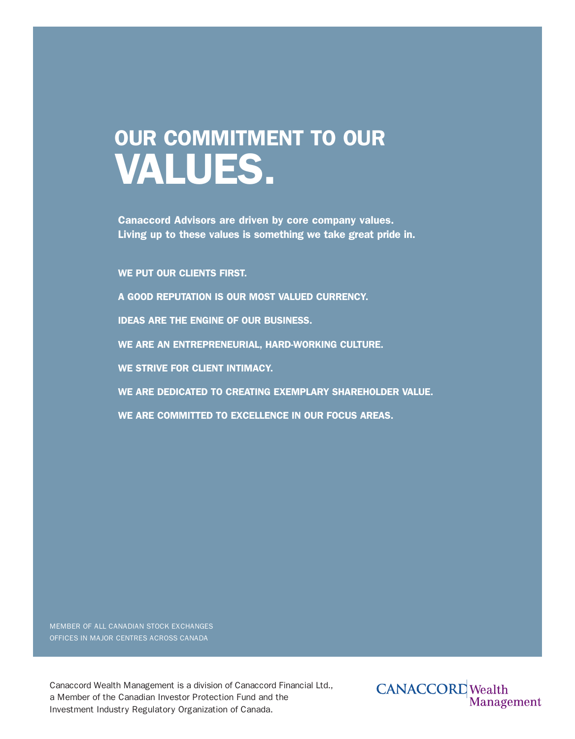# OUR COMMITMENT TO OUR VALUES.

**Canaccord Advisors are driven by core company values. Living up to these values is something we take great pride in.**

**WE PUT OUR CLIENTS FIRST.**

**A GOOD REPUTATION IS OUR MOST VALUED CURRENCY.**

**IDEAS ARE THE ENGINE OF OUR BUSINESS.**

**WE ARE AN ENTREPRENEURIAL, HARD-WORKING CULTURE.**

**WE STRIVE FOR CLIENT INTIMACY.**

**WE ARE DEDICATED TO CREATING EXEMPLARY SHAREHOLDER VALUE.**

**WE ARE COMMITTED TO EXCELLENCE IN OUR FOCUS AREAS.**

MEMBER OF ALL CANADIAN STOCK EXCHANGES
OFFICES IN MAJOR CENTRES ACROSS CANADA

Canaccord Wealth Management is a division of Canaccord Financial Ltd., a Member of the Canadian Investor Protection Fund and the Investment Industry Regulatory Organization of Canada.

CANACCORD Wealth Management